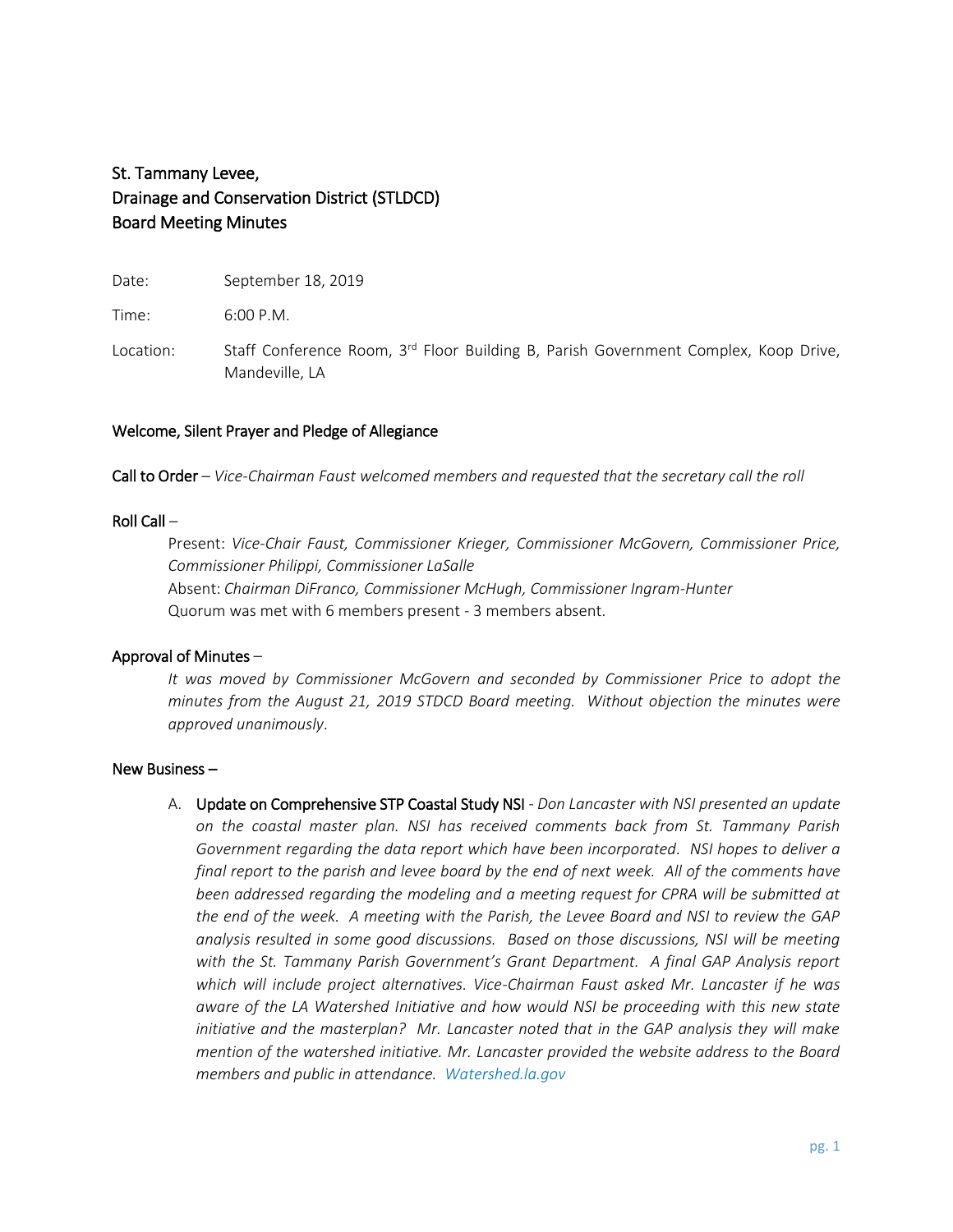# St. Tammany Levee, Drainage and Conservation District (STLDCD) Board Meeting Minutes

Date: September 18, 2019

Time: 6:00 P.M.

Location: Staff Conference Room, 3rd Floor Building B, Parish Government Complex, Koop Drive, Mandeville, LA

## Welcome, Silent Prayer and Pledge of Allegiance

**Call to Order** – *Vice-Chairman Faust welcomed members and requested that the secretary call the roll*

**Roll Call** –

Present: *Vice-Chair Faust, Commissioner Krieger, Commissioner McGovern, Commissioner Price, Commissioner Philippi, Commissioner LaSalle*

Absent: *Chairman DiFranco, Commissioner McHugh, Commissioner Ingram-Hunter*

Quorum was met with 6 members present - 3 members absent.

**Approval of Minutes** –

*It was moved by Commissioner McGovern and seconded by Commissioner Price to adopt the minutes from the August 21, 2019 STDCD Board meeting. Without objection the minutes were approved unanimously*.

**New Business –**

A. **Update on Comprehensive STP Coastal Study NSI** - *Don Lancaster with NSI presented an update on the coastal master plan. NSI has received comments back from St. Tammany Parish Government regarding the data report which have been incorporated. NSI hopes to deliver a final report to the parish and levee board by the end of next week. All of the comments have been addressed regarding the modeling and a meeting request for CPRA will be submitted at the end of the week. A meeting with the Parish, the Levee Board and NSI to review the GAP analysis resulted in some good discussions. Based on those discussions, NSI will be meeting with the St. Tammany Parish Government's Grant Department. A final GAP Analysis report which will include project alternatives. Vice-Chairman Faust asked Mr. Lancaster if he was aware of the LA Watershed Initiative and how would NSI be proceeding with this new state initiative and the masterplan? Mr. Lancaster noted that in the GAP analysis they will make mention of the watershed initiative. Mr. Lancaster provided the website address to the Board members and public in attendance. Watershed.la.gov*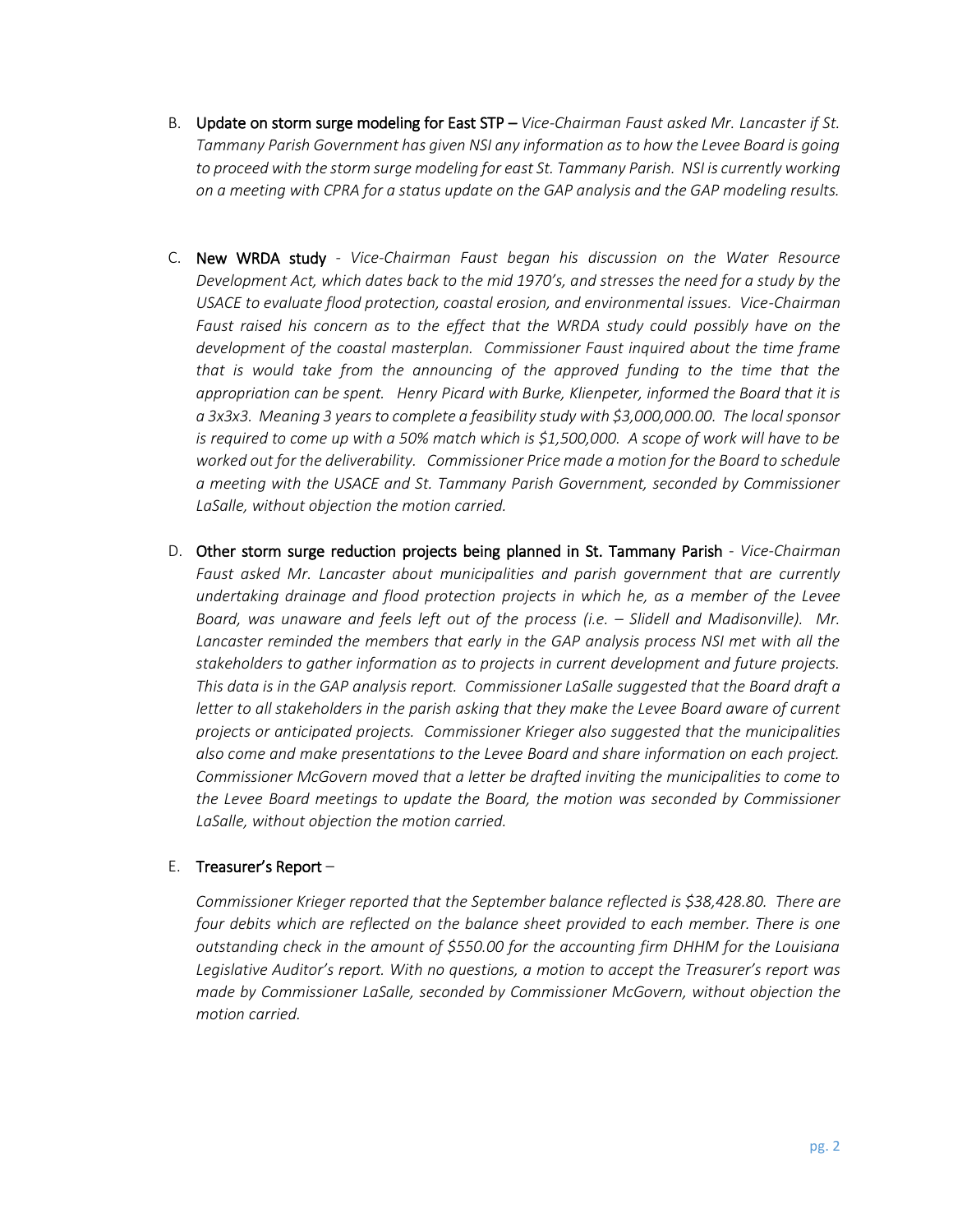B. **Update on storm surge modeling for East STP** – *Vice-Chairman Faust asked Mr. Lancaster if St. Tammany Parish Government has given NSI any information as to how the Levee Board is going to proceed with the storm surge modeling for east St. Tammany Parish. NSI is currently working on a meeting with CPRA for a status update on the GAP analysis and the GAP modeling results.*

C. **New WRDA study** - *Vice-Chairman Faust began his discussion on the Water Resource Development Act, which dates back to the mid 1970's, and stresses the need for a study by the USACE to evaluate flood protection, coastal erosion, and environmental issues. Vice-Chairman Faust raised his concern as to the effect that the WRDA study could possibly have on the development of the coastal masterplan. Commissioner Faust inquired about the time frame that is would take from the announcing of the approved funding to the time that the appropriation can be spent. Henry Picard with Burke, Klienpeter, informed the Board that it is a 3x3x3. Meaning 3 years to complete a feasibility study with $3,000,000.00. The local sponsor is required to come up with a 50% match which is $1,500,000. A scope of work will have to be worked out for the deliverability. Commissioner Price made a motion for the Board to schedule a meeting with the USACE and St. Tammany Parish Government, seconded by Commissioner LaSalle, without objection the motion carried.*

D. **Other storm surge reduction projects being planned in St. Tammany Parish** - *Vice-Chairman Faust asked Mr. Lancaster about municipalities and parish government that are currently undertaking drainage and flood protection projects in which he, as a member of the Levee Board, was unaware and feels left out of the process (i.e. – Slidell and Madisonville). Mr. Lancaster reminded the members that early in the GAP analysis process NSI met with all the stakeholders to gather information as to projects in current development and future projects. This data is in the GAP analysis report. Commissioner LaSalle suggested that the Board draft a letter to all stakeholders in the parish asking that they make the Levee Board aware of current projects or anticipated projects. Commissioner Krieger also suggested that the municipalities also come and make presentations to the Levee Board and share information on each project. Commissioner McGovern moved that a letter be drafted inviting the municipalities to come to the Levee Board meetings to update the Board, the motion was seconded by Commissioner LaSalle, without objection the motion carried.*

E. **Treasurer's Report** –

*Commissioner Krieger reported that the September balance reflected is $38,428.80. There are four debits which are reflected on the balance sheet provided to each member. There is one outstanding check in the amount of $550.00 for the accounting firm DHHM for the Louisiana Legislative Auditor's report. With no questions, a motion to accept the Treasurer's report was made by Commissioner LaSalle, seconded by Commissioner McGovern, without objection the motion carried.*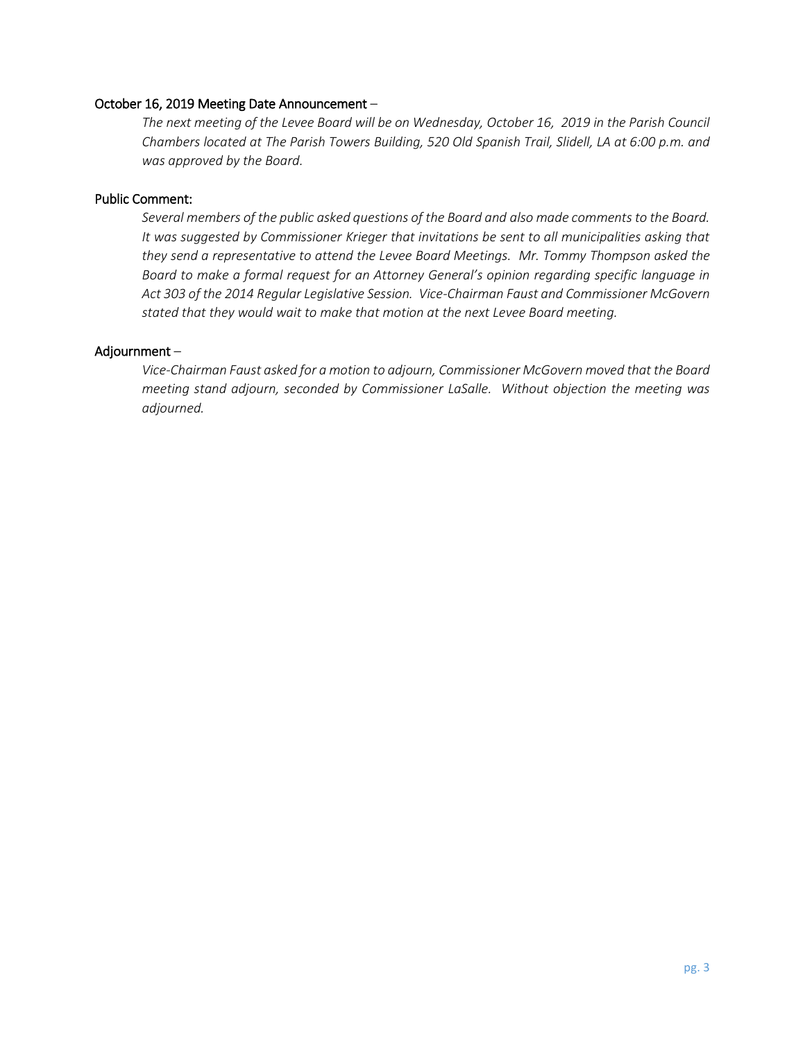October 16, 2019 Meeting Date Announcement –

*The next meeting of the Levee Board will be on Wednesday, October 16, 2019 in the Parish Council Chambers located at The Parish Towers Building, 520 Old Spanish Trail, Slidell, LA at 6:00 p.m. and was approved by the Board.*

Public Comment:

*Several members of the public asked questions of the Board and also made comments to the Board. It was suggested by Commissioner Krieger that invitations be sent to all municipalities asking that they send a representative to attend the Levee Board Meetings. Mr. Tommy Thompson asked the Board to make a formal request for an Attorney General's opinion regarding specific language in Act 303 of the 2014 Regular Legislative Session. Vice-Chairman Faust and Commissioner McGovern stated that they would wait to make that motion at the next Levee Board meeting.*

Adjournment –

*Vice-Chairman Faust asked for a motion to adjourn, Commissioner McGovern moved that the Board meeting stand adjourn, seconded by Commissioner LaSalle. Without objection the meeting was adjourned.*